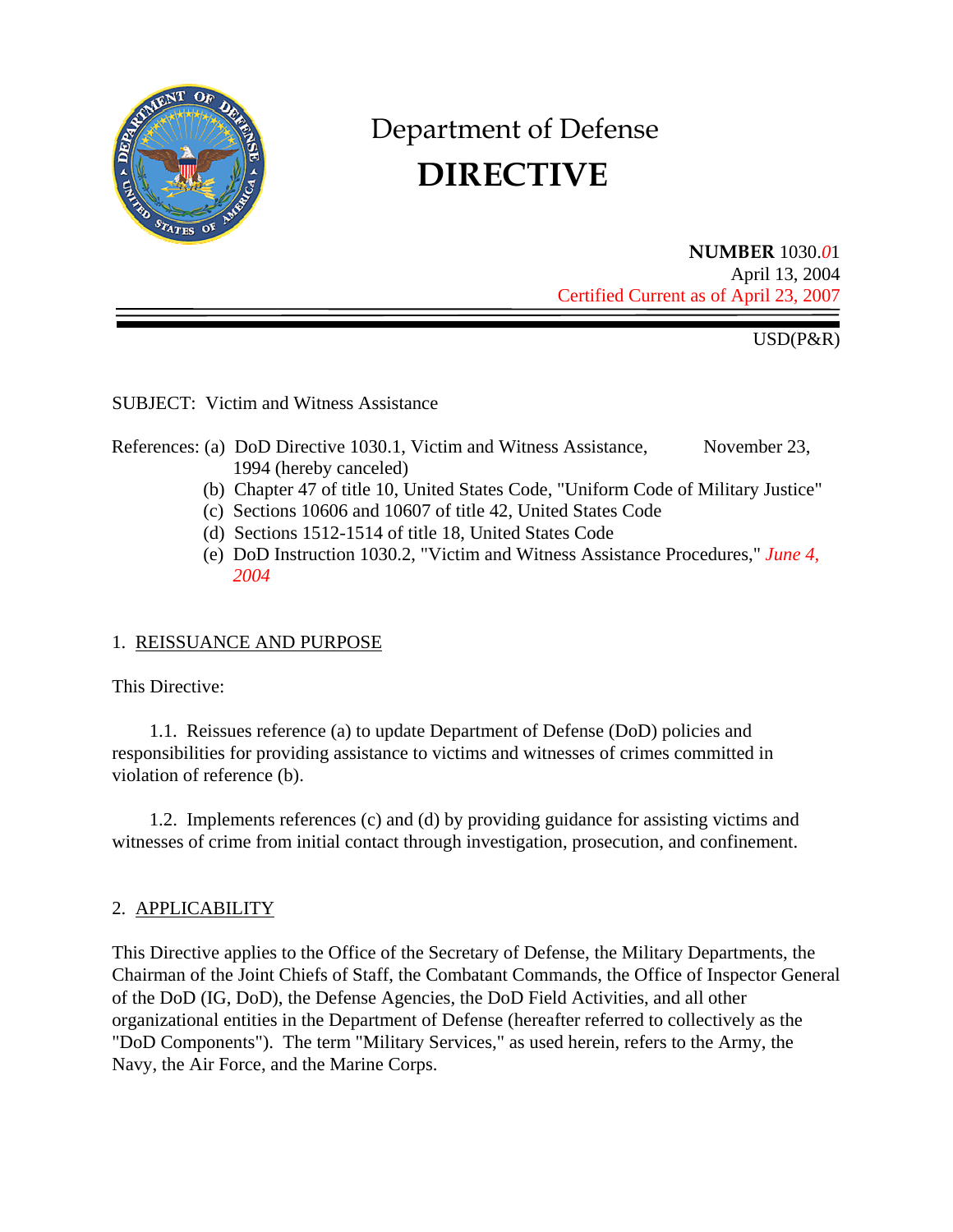# Department of Defense
# DIRECTIVE

**NUMBER** 1030.*0*1
April 13, 2004
Certified Current as of April 23, 2007

USD(P&R)

SUBJECT: Victim and Witness Assistance

References: (a) DoD Directive 1030.1, Victim and Witness Assistance, November 23, 1994 (hereby canceled)
(b) Chapter 47 of title 10, United States Code, "Uniform Code of Military Justice"
(c) Sections 10606 and 10607 of title 42, United States Code
(d) Sections 1512-1514 of title 18, United States Code
(e) DoD Instruction 1030.2, "Victim and Witness Assistance Procedures," *June 4, 2004*

## 1. REISSUANCE AND PURPOSE

This Directive:

1.1. Reissues reference (a) to update Department of Defense (DoD) policies and responsibilities for providing assistance to victims and witnesses of crimes committed in violation of reference (b).

1.2. Implements references (c) and (d) by providing guidance for assisting victims and witnesses of crime from initial contact through investigation, prosecution, and confinement.

## 2. APPLICABILITY

This Directive applies to the Office of the Secretary of Defense, the Military Departments, the Chairman of the Joint Chiefs of Staff, the Combatant Commands, the Office of Inspector General of the DoD (IG, DoD), the Defense Agencies, the DoD Field Activities, and all other organizational entities in the Department of Defense (hereafter referred to collectively as the "DoD Components"). The term "Military Services," as used herein, refers to the Army, the Navy, the Air Force, and the Marine Corps.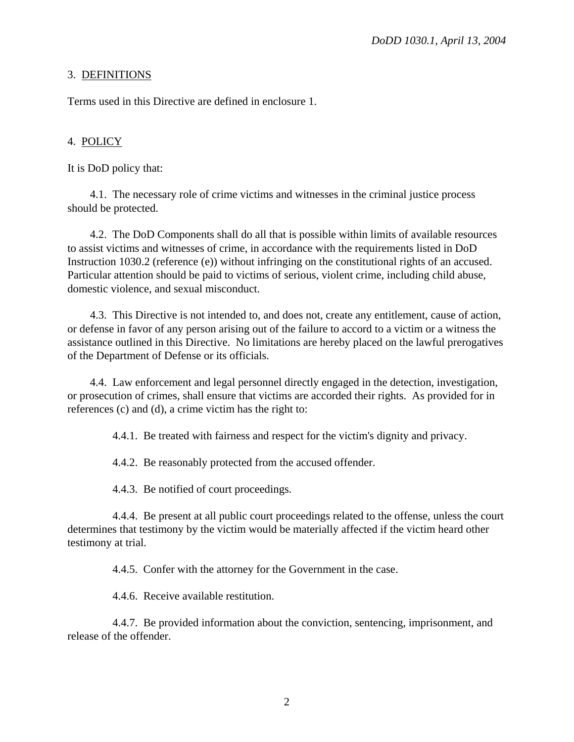## 3. <u>DEFINITIONS</u>

Terms used in this Directive are defined in enclosure 1.

## 4. <u>POLICY</u>

It is DoD policy that:

4.1. The necessary role of crime victims and witnesses in the criminal justice process should be protected.

4.2. The DoD Components shall do all that is possible within limits of available resources to assist victims and witnesses of crime, in accordance with the requirements listed in DoD Instruction 1030.2 (reference (e)) without infringing on the constitutional rights of an accused. Particular attention should be paid to victims of serious, violent crime, including child abuse, domestic violence, and sexual misconduct.

4.3. This Directive is not intended to, and does not, create any entitlement, cause of action, or defense in favor of any person arising out of the failure to accord to a victim or a witness the assistance outlined in this Directive. No limitations are hereby placed on the lawful prerogatives of the Department of Defense or its officials.

4.4. Law enforcement and legal personnel directly engaged in the detection, investigation, or prosecution of crimes, shall ensure that victims are accorded their rights. As provided for in references (c) and (d), a crime victim has the right to:

4.4.1. Be treated with fairness and respect for the victim's dignity and privacy.

4.4.2. Be reasonably protected from the accused offender.

4.4.3. Be notified of court proceedings.

4.4.4. Be present at all public court proceedings related to the offense, unless the court determines that testimony by the victim would be materially affected if the victim heard other testimony at trial.

4.4.5. Confer with the attorney for the Government in the case.

4.4.6. Receive available restitution.

4.4.7. Be provided information about the conviction, sentencing, imprisonment, and release of the offender.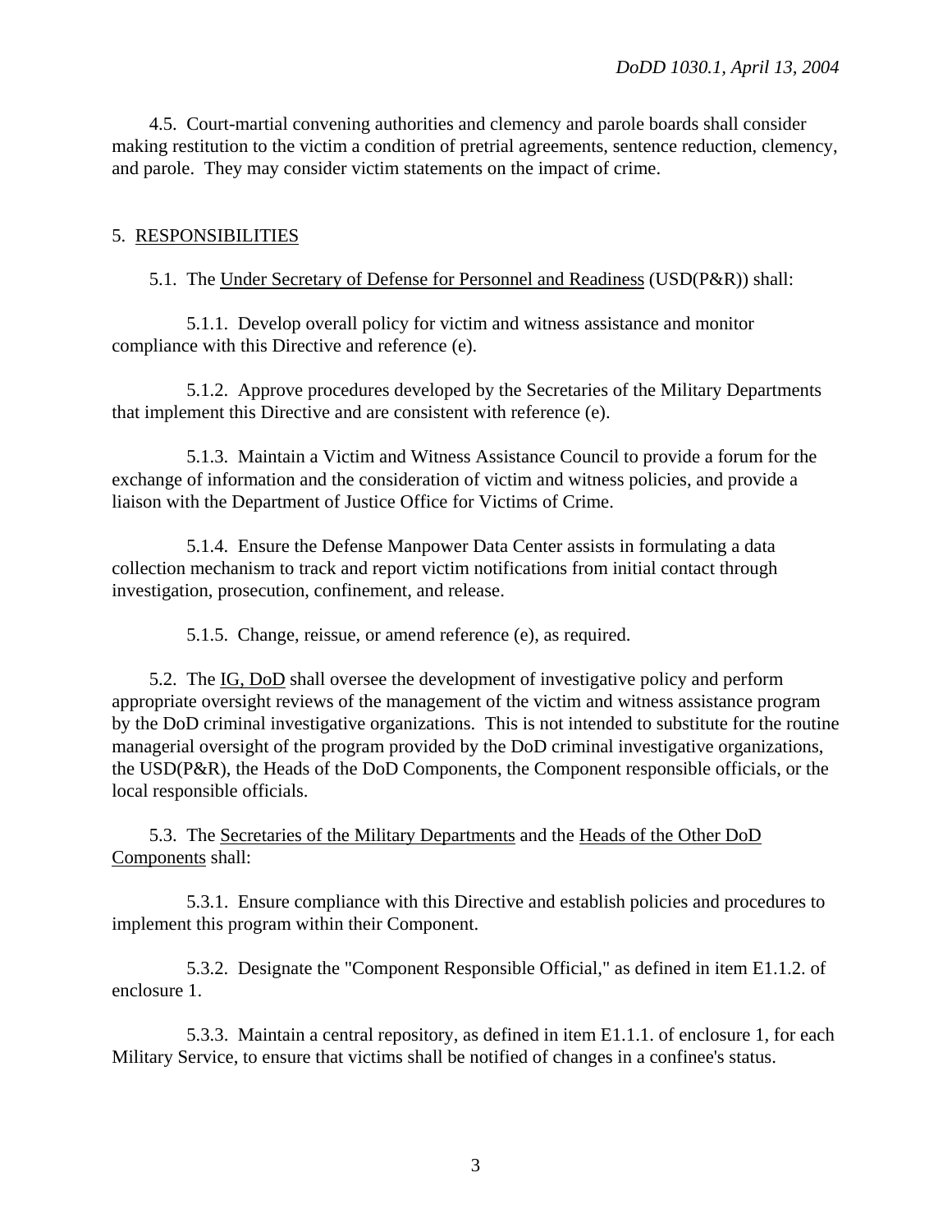4.5. Court-martial convening authorities and clemency and parole boards shall consider making restitution to the victim a condition of pretrial agreements, sentence reduction, clemency, and parole. They may consider victim statements on the impact of crime.

## 5. RESPONSIBILITIES

5.1. The Under Secretary of Defense for Personnel and Readiness (USD(P&R)) shall:

5.1.1. Develop overall policy for victim and witness assistance and monitor compliance with this Directive and reference (e).

5.1.2. Approve procedures developed by the Secretaries of the Military Departments that implement this Directive and are consistent with reference (e).

5.1.3. Maintain a Victim and Witness Assistance Council to provide a forum for the exchange of information and the consideration of victim and witness policies, and provide a liaison with the Department of Justice Office for Victims of Crime.

5.1.4. Ensure the Defense Manpower Data Center assists in formulating a data collection mechanism to track and report victim notifications from initial contact through investigation, prosecution, confinement, and release.

5.1.5. Change, reissue, or amend reference (e), as required.

5.2. The IG, DoD shall oversee the development of investigative policy and perform appropriate oversight reviews of the management of the victim and witness assistance program by the DoD criminal investigative organizations. This is not intended to substitute for the routine managerial oversight of the program provided by the DoD criminal investigative organizations, the USD(P&R), the Heads of the DoD Components, the Component responsible officials, or the local responsible officials.

5.3. The Secretaries of the Military Departments and the Heads of the Other DoD Components shall:

5.3.1. Ensure compliance with this Directive and establish policies and procedures to implement this program within their Component.

5.3.2. Designate the "Component Responsible Official," as defined in item E1.1.2. of enclosure 1.

5.3.3. Maintain a central repository, as defined in item E1.1.1. of enclosure 1, for each Military Service, to ensure that victims shall be notified of changes in a confinee's status.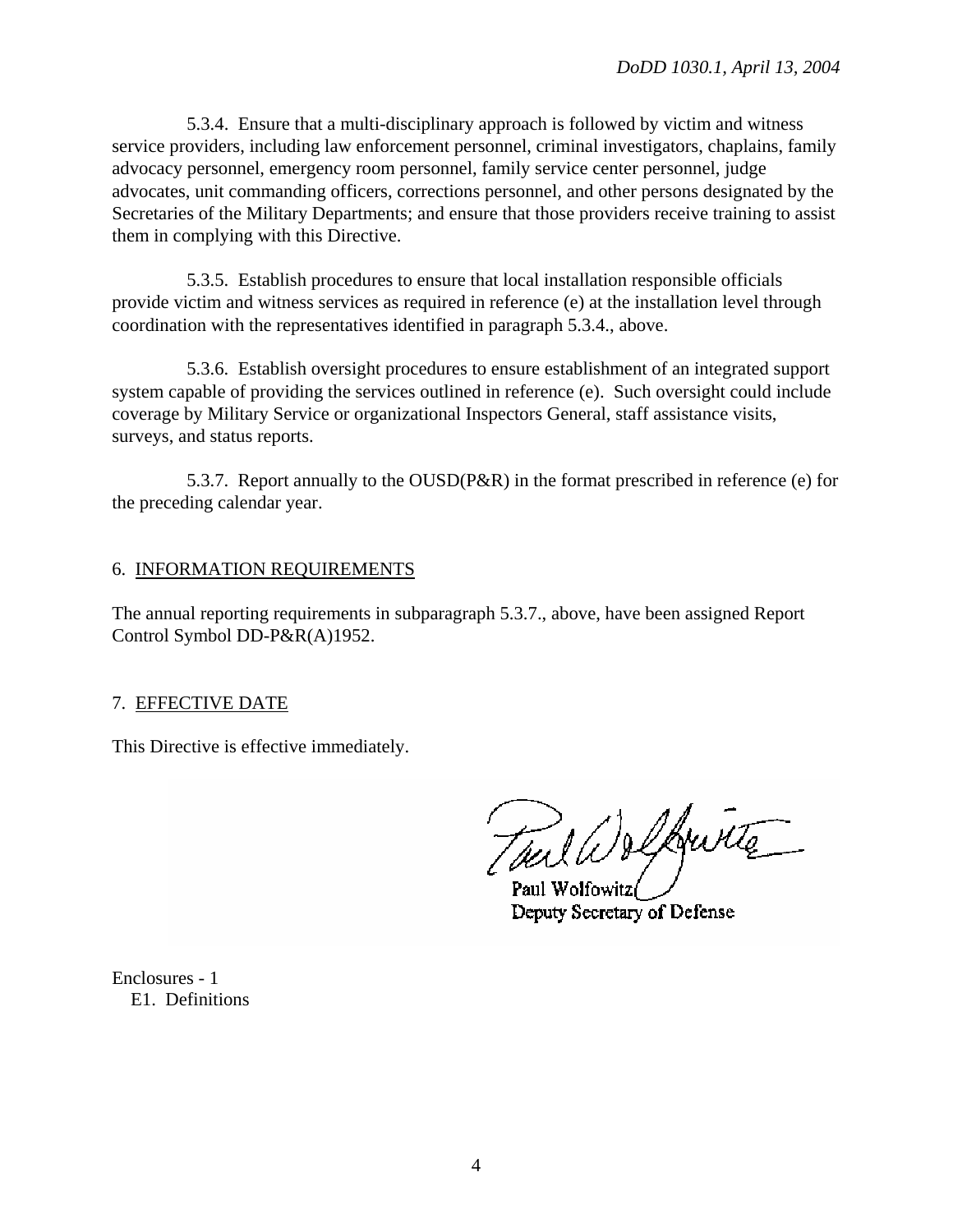5.3.4. Ensure that a multi-disciplinary approach is followed by victim and witness service providers, including law enforcement personnel, criminal investigators, chaplains, family advocacy personnel, emergency room personnel, family service center personnel, judge advocates, unit commanding officers, corrections personnel, and other persons designated by the Secretaries of the Military Departments; and ensure that those providers receive training to assist them in complying with this Directive.

5.3.5. Establish procedures to ensure that local installation responsible officials provide victim and witness services as required in reference (e) at the installation level through coordination with the representatives identified in paragraph 5.3.4., above.

5.3.6. Establish oversight procedures to ensure establishment of an integrated support system capable of providing the services outlined in reference (e). Such oversight could include coverage by Military Service or organizational Inspectors General, staff assistance visits, surveys, and status reports.

5.3.7. Report annually to the OUSD(P&R) in the format prescribed in reference (e) for the preceding calendar year.

## 6. INFORMATION REQUIREMENTS

The annual reporting requirements in subparagraph 5.3.7., above, have been assigned Report Control Symbol DD-P&R(A)1952.

## 7. EFFECTIVE DATE

This Directive is effective immediately.

Paul Wolfowitz
Deputy Secretary of Defense

Enclosures - 1
E1. Definitions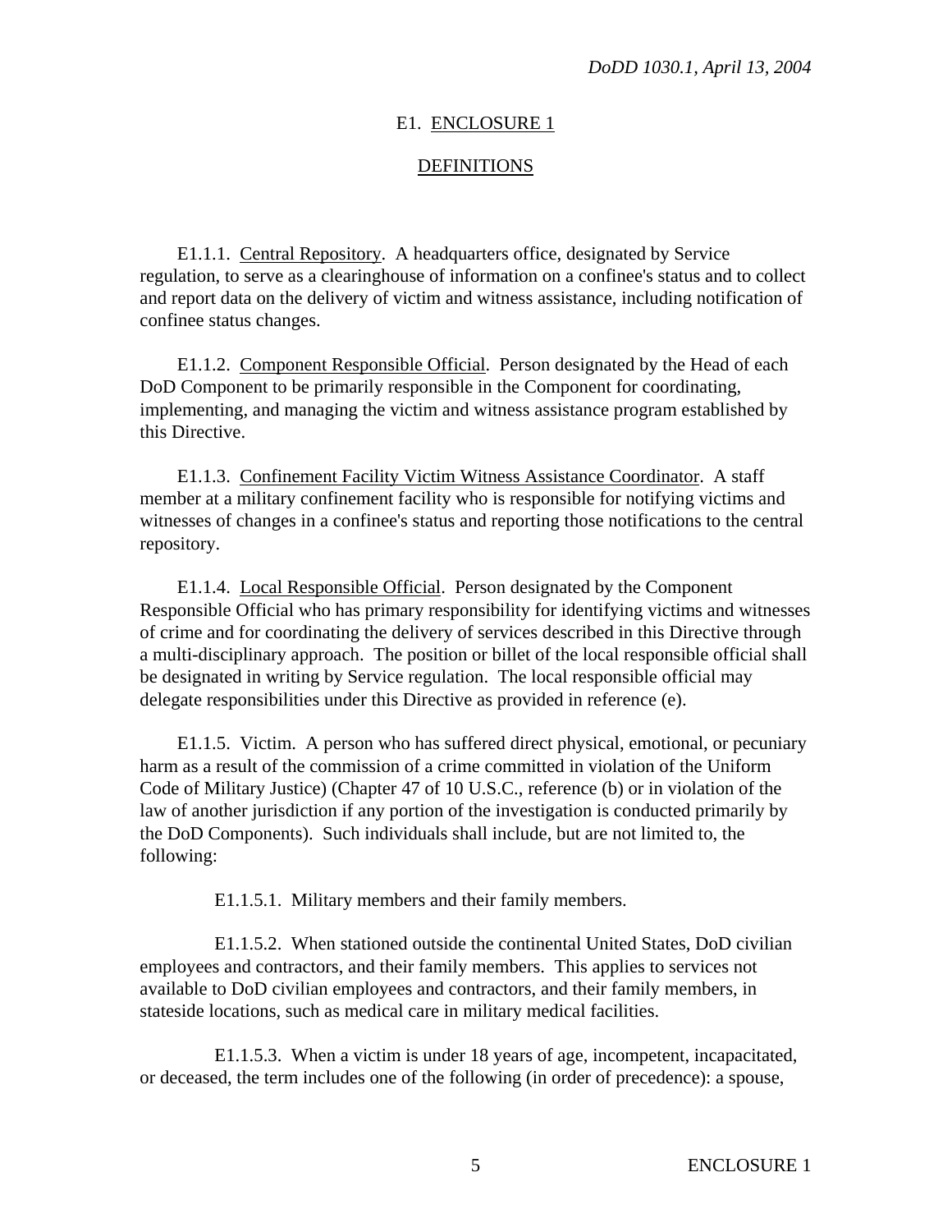## E1. ENCLOSURE 1

## DEFINITIONS

E1.1.1. Central Repository. A headquarters office, designated by Service regulation, to serve as a clearinghouse of information on a confinee's status and to collect and report data on the delivery of victim and witness assistance, including notification of confinee status changes.

E1.1.2. Component Responsible Official. Person designated by the Head of each DoD Component to be primarily responsible in the Component for coordinating, implementing, and managing the victim and witness assistance program established by this Directive.

E1.1.3. Confinement Facility Victim Witness Assistance Coordinator. A staff member at a military confinement facility who is responsible for notifying victims and witnesses of changes in a confinee's status and reporting those notifications to the central repository.

E1.1.4. Local Responsible Official. Person designated by the Component Responsible Official who has primary responsibility for identifying victims and witnesses of crime and for coordinating the delivery of services described in this Directive through a multi-disciplinary approach. The position or billet of the local responsible official shall be designated in writing by Service regulation. The local responsible official may delegate responsibilities under this Directive as provided in reference (e).

E1.1.5. Victim. A person who has suffered direct physical, emotional, or pecuniary harm as a result of the commission of a crime committed in violation of the Uniform Code of Military Justice) (Chapter 47 of 10 U.S.C., reference (b) or in violation of the law of another jurisdiction if any portion of the investigation is conducted primarily by the DoD Components). Such individuals shall include, but are not limited to, the following:

E1.1.5.1. Military members and their family members.

E1.1.5.2. When stationed outside the continental United States, DoD civilian employees and contractors, and their family members. This applies to services not available to DoD civilian employees and contractors, and their family members, in stateside locations, such as medical care in military medical facilities.

E1.1.5.3. When a victim is under 18 years of age, incompetent, incapacitated, or deceased, the term includes one of the following (in order of precedence): a spouse,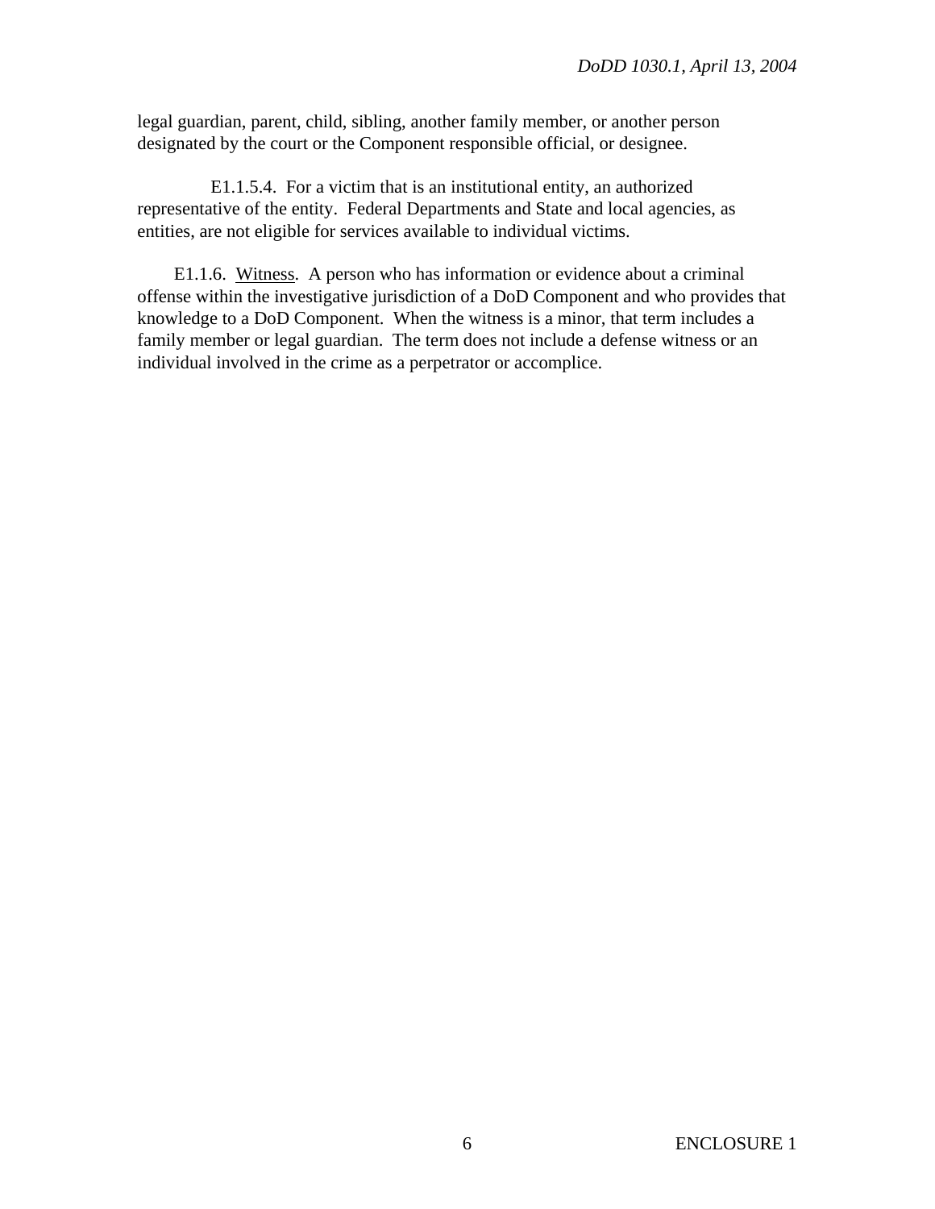legal guardian, parent, child, sibling, another family member, or another person designated by the court or the Component responsible official, or designee.

E1.1.5.4. For a victim that is an institutional entity, an authorized representative of the entity. Federal Departments and State and local agencies, as entities, are not eligible for services available to individual victims.

E1.1.6. Witness. A person who has information or evidence about a criminal offense within the investigative jurisdiction of a DoD Component and who provides that knowledge to a DoD Component. When the witness is a minor, that term includes a family member or legal guardian. The term does not include a defense witness or an individual involved in the crime as a perpetrator or accomplice.